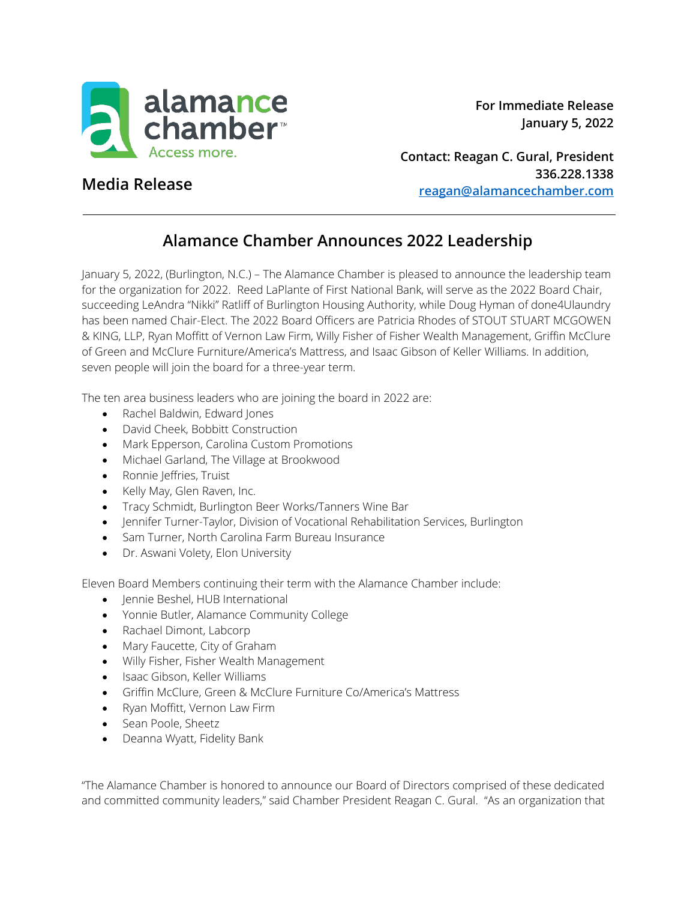alamance chamber™
Access more.

**For Immediate Release**
**January 5, 2022**

**Contact: Reagan C. Gural, President**
**336.228.1338**
**[reagan@alamancechamber.com](mailto:reagan@alamancechamber.com)**

**Media Release**

---

## Alamance Chamber Announces 2022 Leadership

January 5, 2022, (Burlington, N.C.) – The Alamance Chamber is pleased to announce the leadership team for the organization for 2022. Reed LaPlante of First National Bank, will serve as the 2022 Board Chair, succeeding LeAndra "Nikki" Ratliff of Burlington Housing Authority, while Doug Hyman of done4Ulaundry has been named Chair-Elect. The 2022 Board Officers are Patricia Rhodes of STOUT STUART MCGOWEN & KING, LLP, Ryan Moffitt of Vernon Law Firm, Willy Fisher of Fisher Wealth Management, Griffin McClure of Green and McClure Furniture/America's Mattress, and Isaac Gibson of Keller Williams. In addition, seven people will join the board for a three-year term.

The ten area business leaders who are joining the board in 2022 are:

- Rachel Baldwin, Edward Jones
- David Cheek, Bobbitt Construction
- Mark Epperson, Carolina Custom Promotions
- Michael Garland, The Village at Brookwood
- Ronnie Jeffries, Truist
- Kelly May, Glen Raven, Inc.
- Tracy Schmidt, Burlington Beer Works/Tanners Wine Bar
- Jennifer Turner-Taylor, Division of Vocational Rehabilitation Services, Burlington
- Sam Turner, North Carolina Farm Bureau Insurance
- Dr. Aswani Volety, Elon University

Eleven Board Members continuing their term with the Alamance Chamber include:

- Jennie Beshel, HUB International
- Yonnie Butler, Alamance Community College
- Rachael Dimont, Labcorp
- Mary Faucette, City of Graham
- Willy Fisher, Fisher Wealth Management
- Isaac Gibson, Keller Williams
- Griffin McClure, Green & McClure Furniture Co/America's Mattress
- Ryan Moffitt, Vernon Law Firm
- Sean Poole, Sheetz
- Deanna Wyatt, Fidelity Bank

"The Alamance Chamber is honored to announce our Board of Directors comprised of these dedicated and committed community leaders," said Chamber President Reagan C. Gural. "As an organization that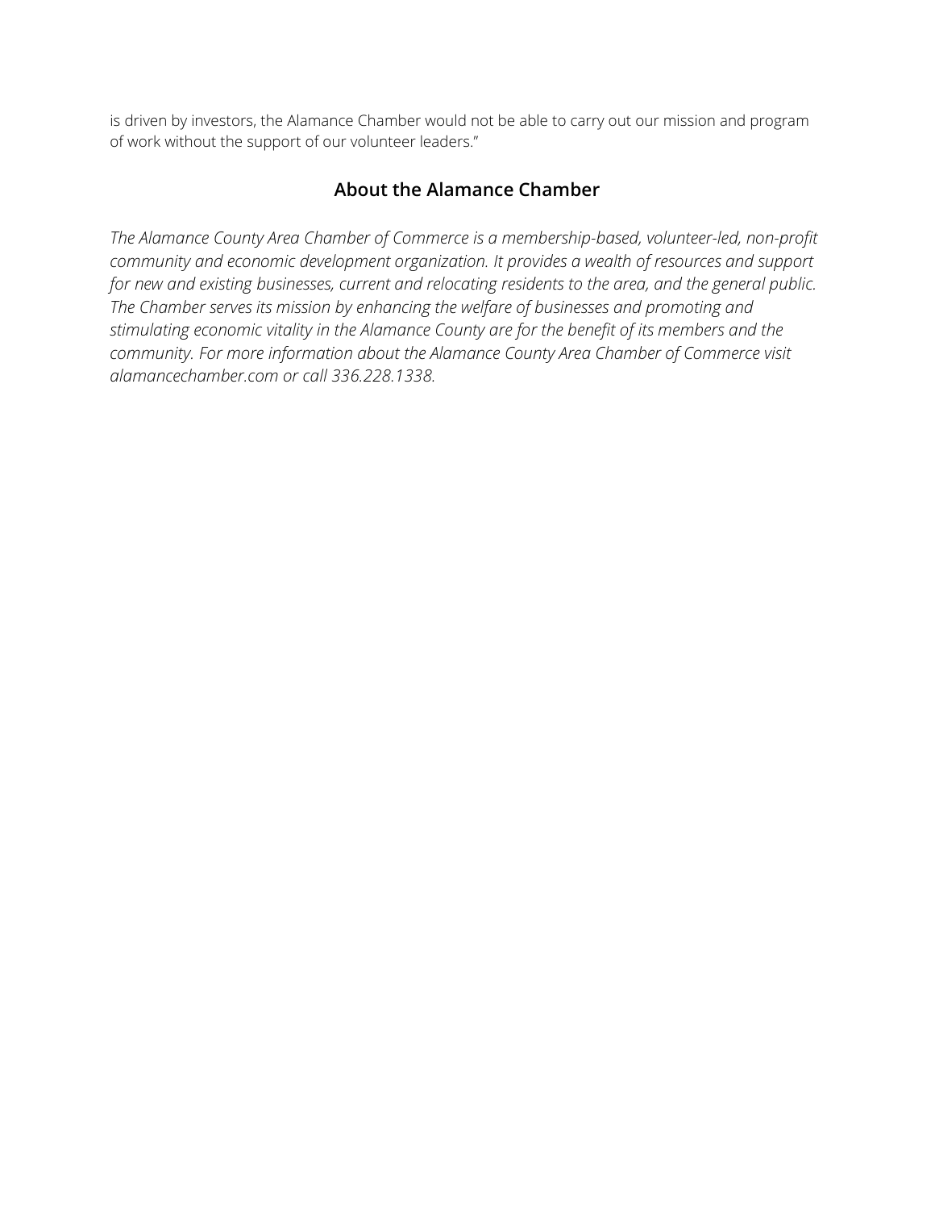is driven by investors, the Alamance Chamber would not be able to carry out our mission and program of work without the support of our volunteer leaders."

## About the Alamance Chamber

*The Alamance County Area Chamber of Commerce is a membership-based, volunteer-led, non-profit community and economic development organization. It provides a wealth of resources and support for new and existing businesses, current and relocating residents to the area, and the general public. The Chamber serves its mission by enhancing the welfare of businesses and promoting and stimulating economic vitality in the Alamance County are for the benefit of its members and the community. For more information about the Alamance County Area Chamber of Commerce visit alamancechamber.com or call 336.228.1338.*